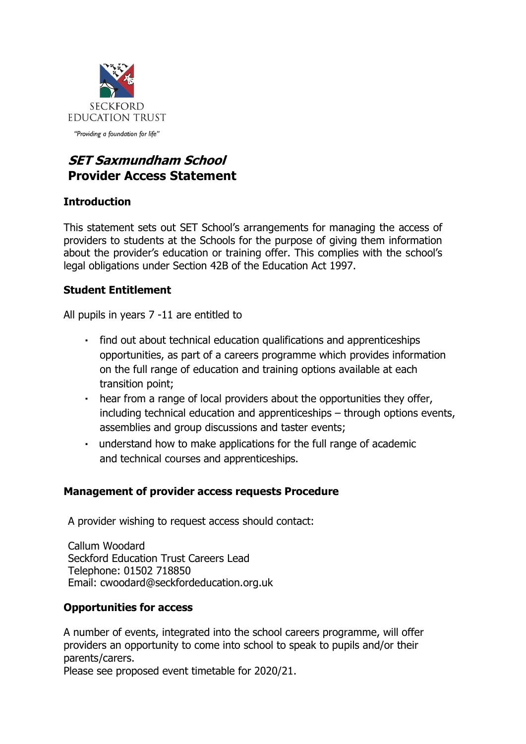SECKFORD EDUCATION TRUST

"Providing a foundation for life"

# *SET Saxmundham School*
# Provider Access Statement

## Introduction

This statement sets out SET School's arrangements for managing the access of providers to students at the Schools for the purpose of giving them information about the provider's education or training offer. This complies with the school's legal obligations under Section 42B of the Education Act 1997.

## Student Entitlement

All pupils in years 7 -11 are entitled to

- find out about technical education qualifications and apprenticeships opportunities, as part of a careers programme which provides information on the full range of education and training options available at each transition point;
- hear from a range of local providers about the opportunities they offer, including technical education and apprenticeships – through options events, assemblies and group discussions and taster events;
- understand how to make applications for the full range of academic and technical courses and apprenticeships.

## Management of provider access requests Procedure

A provider wishing to request access should contact:

Callum Woodard
Seckford Education Trust Careers Lead
Telephone: 01502 718850
Email: cwoodard@seckfordeducation.org.uk

## Opportunities for access

A number of events, integrated into the school careers programme, will offer providers an opportunity to come into school to speak to pupils and/or their parents/carers.
Please see proposed event timetable for 2020/21.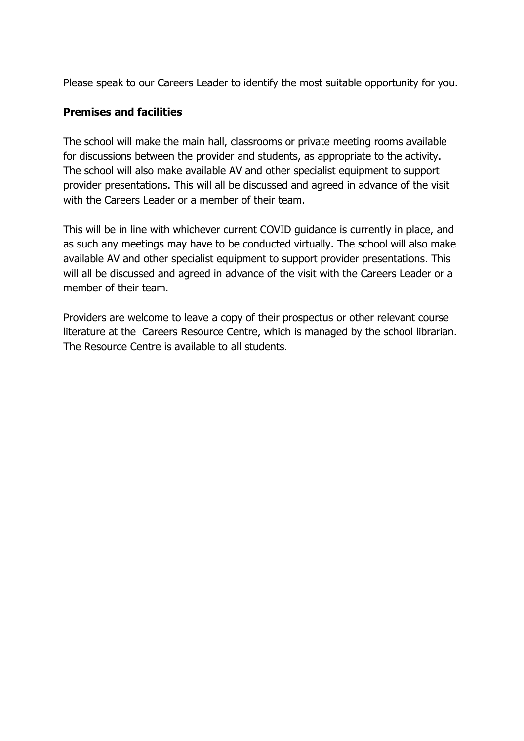Please speak to our Careers Leader to identify the most suitable opportunity for you.

**Premises and facilities**

The school will make the main hall, classrooms or private meeting rooms available for discussions between the provider and students, as appropriate to the activity. The school will also make available AV and other specialist equipment to support provider presentations. This will all be discussed and agreed in advance of the visit with the Careers Leader or a member of their team.

This will be in line with whichever current COVID guidance is currently in place, and as such any meetings may have to be conducted virtually. The school will also make available AV and other specialist equipment to support provider presentations. This will all be discussed and agreed in advance of the visit with the Careers Leader or a member of their team.

Providers are welcome to leave a copy of their prospectus or other relevant course literature at the Careers Resource Centre, which is managed by the school librarian. The Resource Centre is available to all students.